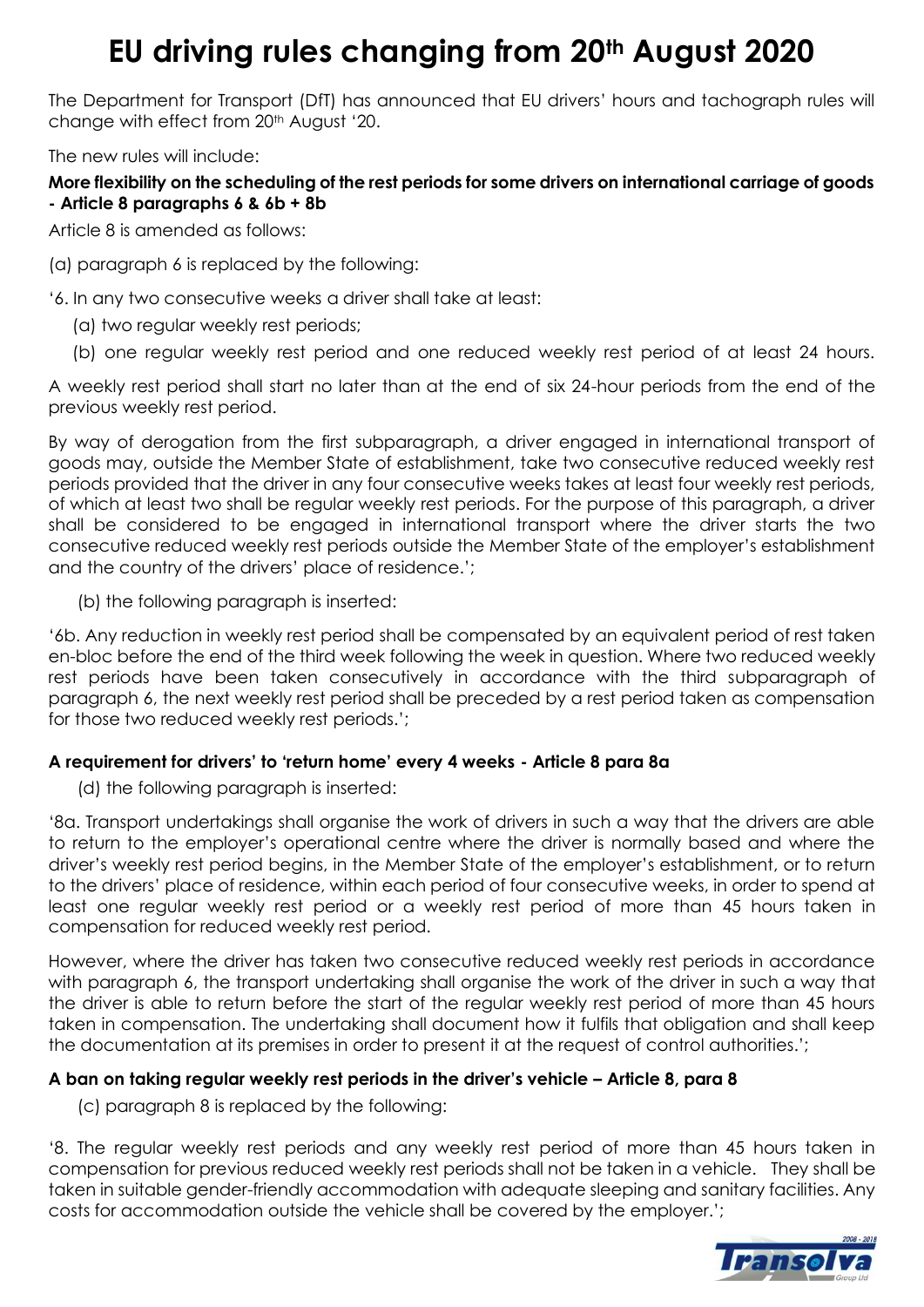# EU driving rules changing from 20th August 2020

The Department for Transport (DfT) has announced that EU drivers' hours and tachograph rules will change with effect from 20th August '20.

The new rules will include:

**More flexibility on the scheduling of the rest periods for some drivers on international carriage of goods - Article 8 paragraphs 6 & 6b + 8b**

Article 8 is amended as follows:

(a) paragraph 6 is replaced by the following:

'6. In any two consecutive weeks a driver shall take at least:

(a) two regular weekly rest periods;

(b) one regular weekly rest period and one reduced weekly rest period of at least 24 hours.

A weekly rest period shall start no later than at the end of six 24-hour periods from the end of the previous weekly rest period.

By way of derogation from the first subparagraph, a driver engaged in international transport of goods may, outside the Member State of establishment, take two consecutive reduced weekly rest periods provided that the driver in any four consecutive weeks takes at least four weekly rest periods, of which at least two shall be regular weekly rest periods. For the purpose of this paragraph, a driver shall be considered to be engaged in international transport where the driver starts the two consecutive reduced weekly rest periods outside the Member State of the employer's establishment and the country of the drivers' place of residence.';

(b) the following paragraph is inserted:

'6b. Any reduction in weekly rest period shall be compensated by an equivalent period of rest taken en-bloc before the end of the third week following the week in question. Where two reduced weekly rest periods have been taken consecutively in accordance with the third subparagraph of paragraph 6, the next weekly rest period shall be preceded by a rest period taken as compensation for those two reduced weekly rest periods.';

**A requirement for drivers' to 'return home' every 4 weeks - Article 8 para 8a**

(d) the following paragraph is inserted:

'8a. Transport undertakings shall organise the work of drivers in such a way that the drivers are able to return to the employer's operational centre where the driver is normally based and where the driver's weekly rest period begins, in the Member State of the employer's establishment, or to return to the drivers' place of residence, within each period of four consecutive weeks, in order to spend at least one regular weekly rest period or a weekly rest period of more than 45 hours taken in compensation for reduced weekly rest period.

However, where the driver has taken two consecutive reduced weekly rest periods in accordance with paragraph 6, the transport undertaking shall organise the work of the driver in such a way that the driver is able to return before the start of the regular weekly rest period of more than 45 hours taken in compensation. The undertaking shall document how it fulfils that obligation and shall keep the documentation at its premises in order to present it at the request of control authorities.';

**A ban on taking regular weekly rest periods in the driver's vehicle – Article 8, para 8**

(c) paragraph 8 is replaced by the following:

'8. The regular weekly rest periods and any weekly rest period of more than 45 hours taken in compensation for previous reduced weekly rest periods shall not be taken in a vehicle. They shall be taken in suitable gender-friendly accommodation with adequate sleeping and sanitary facilities. Any costs for accommodation outside the vehicle shall be covered by the employer.';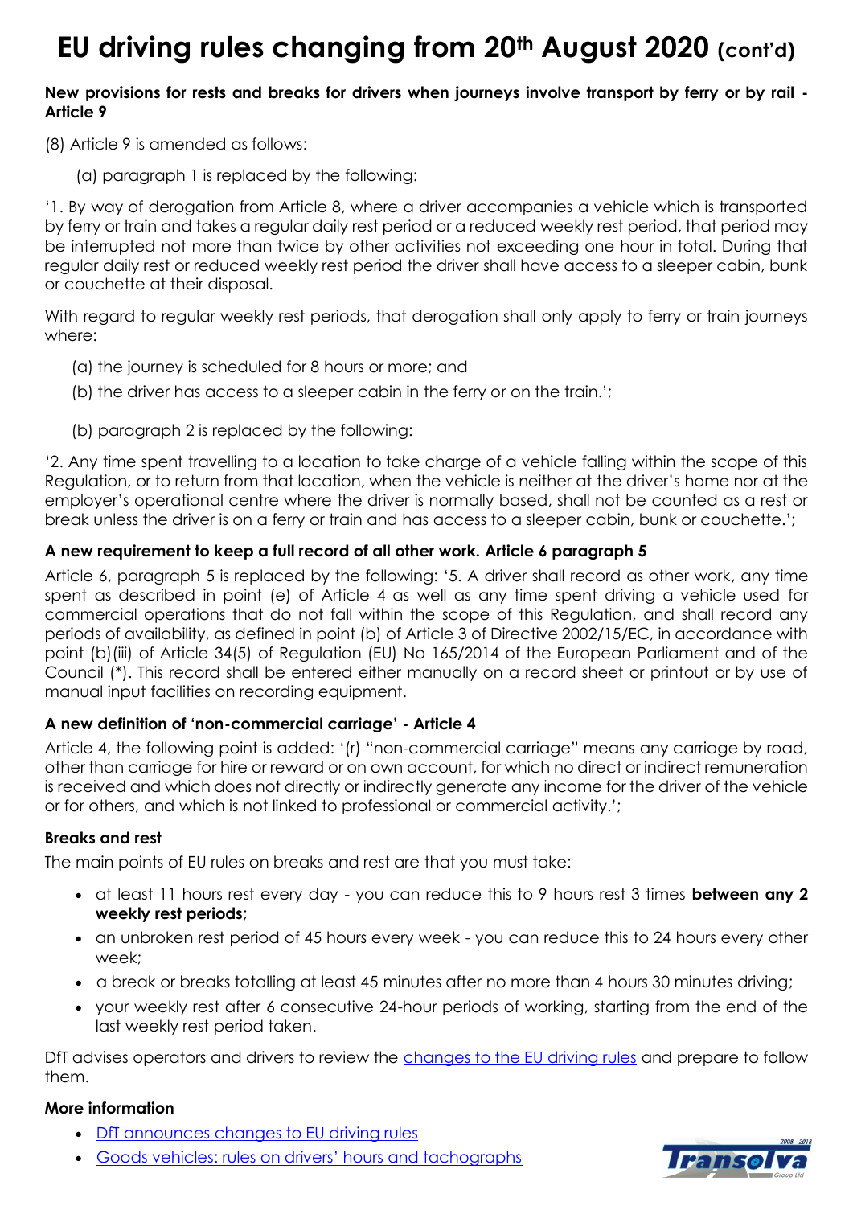# EU driving rules changing from 20th August 2020 (cont'd)

**New provisions for rests and breaks for drivers when journeys involve transport by ferry or by rail - Article 9**

(8) Article 9 is amended as follows:

(a) paragraph 1 is replaced by the following:

'1. By way of derogation from Article 8, where a driver accompanies a vehicle which is transported by ferry or train and takes a regular daily rest period or a reduced weekly rest period, that period may be interrupted not more than twice by other activities not exceeding one hour in total. During that regular daily rest or reduced weekly rest period the driver shall have access to a sleeper cabin, bunk or couchette at their disposal.

With regard to regular weekly rest periods, that derogation shall only apply to ferry or train journeys where:

(a) the journey is scheduled for 8 hours or more; and

(b) the driver has access to a sleeper cabin in the ferry or on the train.';

(b) paragraph 2 is replaced by the following:

'2. Any time spent travelling to a location to take charge of a vehicle falling within the scope of this Regulation, or to return from that location, when the vehicle is neither at the driver's home nor at the employer's operational centre where the driver is normally based, shall not be counted as a rest or break unless the driver is on a ferry or train and has access to a sleeper cabin, bunk or couchette.';

**A new requirement to keep a full record of all other work. Article 6 paragraph 5**

Article 6, paragraph 5 is replaced by the following: '5. A driver shall record as other work, any time spent as described in point (e) of Article 4 as well as any time spent driving a vehicle used for commercial operations that do not fall within the scope of this Regulation, and shall record any periods of availability, as defined in point (b) of Article 3 of Directive 2002/15/EC, in accordance with point (b)(iii) of Article 34(5) of Regulation (EU) No 165/2014 of the European Parliament and of the Council (*). This record shall be entered either manually on a record sheet or printout or by use of manual input facilities on recording equipment.

**A new definition of 'non-commercial carriage' - Article 4**

Article 4, the following point is added: '(r) "non-commercial carriage" means any carriage by road, other than carriage for hire or reward or on own account, for which no direct or indirect remuneration is received and which does not directly or indirectly generate any income for the driver of the vehicle or for others, and which is not linked to professional or commercial activity.';

**Breaks and rest**

The main points of EU rules on breaks and rest are that you must take:

- at least 11 hours rest every day - you can reduce this to 9 hours rest 3 times **between any 2 weekly rest periods**;
- an unbroken rest period of 45 hours every week - you can reduce this to 24 hours every other week;
- a break or breaks totalling at least 45 minutes after no more than 4 hours 30 minutes driving;
- your weekly rest after 6 consecutive 24-hour periods of working, starting from the end of the last weekly rest period taken.

DfT advises operators and drivers to review the changes to the EU driving rules and prepare to follow them.

**More information**

- DfT announces changes to EU driving rules
- Goods vehicles: rules on drivers' hours and tachographs